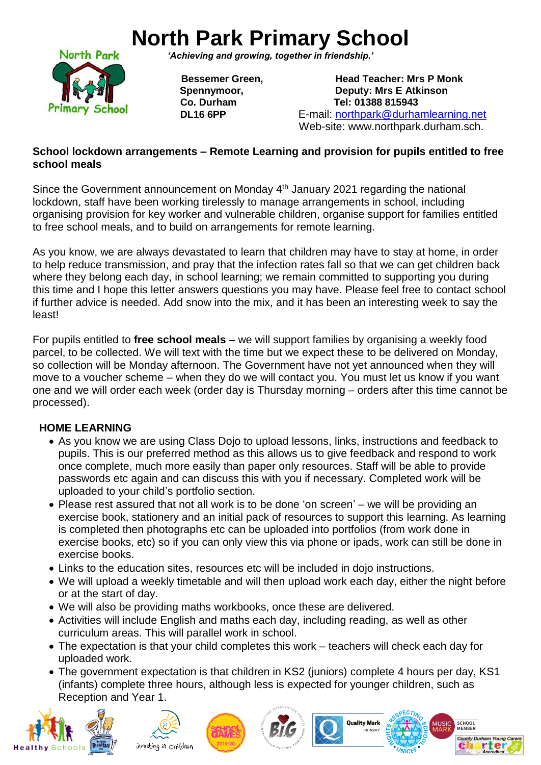# North Park Primary School

*'Achieving and growing, together in friendship.'*

**Bessemer Green,**
**Spennymoor,**
**Co. Durham**
**DL16 6PP**

**Head Teacher: Mrs P Monk**
**Deputy: Mrs E Atkinson**
**Tel: 01388 815943**
E-mail: northpark@durhamlearning.net
Web-site: www.northpark.durham.sch.

**School lockdown arrangements – Remote Learning and provision for pupils entitled to free school meals**

Since the Government announcement on Monday 4th January 2021 regarding the national lockdown, staff have been working tirelessly to manage arrangements in school, including organising provision for key worker and vulnerable children, organise support for families entitled to free school meals, and to build on arrangements for remote learning.

As you know, we are always devastated to learn that children may have to stay at home, in order to help reduce transmission, and pray that the infection rates fall so that we can get children back where they belong each day, in school learning; we remain committed to supporting you during this time and I hope this letter answers questions you may have. Please feel free to contact school if further advice is needed. Add snow into the mix, and it has been an interesting week to say the least!

For pupils entitled to **free school meals** – we will support families by organising a weekly food parcel, to be collected. We will text with the time but we expect these to be delivered on Monday, so collection will be Monday afternoon. The Government have not yet announced when they will move to a voucher scheme – when they do we will contact you. You must let us know if you want one and we will order each week (order day is Thursday morning – orders after this time cannot be processed).

**HOME LEARNING**

- As you know we are using Class Dojo to upload lessons, links, instructions and feedback to pupils. This is our preferred method as this allows us to give feedback and respond to work once complete, much more easily than paper only resources. Staff will be able to provide passwords etc again and can discuss this with you if necessary. Completed work will be uploaded to your child's portfolio section.
- Please rest assured that not all work is to be done 'on screen' – we will be providing an exercise book, stationery and an initial pack of resources to support this learning. As learning is completed then photographs etc can be uploaded into portfolios (from work done in exercise books, etc) so if you can only view this via phone or ipads, work can still be done in exercise books.
- Links to the education sites, resources etc will be included in dojo instructions.
- We will upload a weekly timetable and will then upload work each day, either the night before or at the start of day.
- We will also be providing maths workbooks, once these are delivered.
- Activities will include English and maths each day, including reading, as well as other curriculum areas. This will parallel work in school.
- The expectation is that your child completes this work – teachers will check each day for uploaded work.
- The government expectation is that children in KS2 (juniors) complete 4 hours per day, KS1 (infants) complete three hours, although less is expected for younger children, such as Reception and Year 1.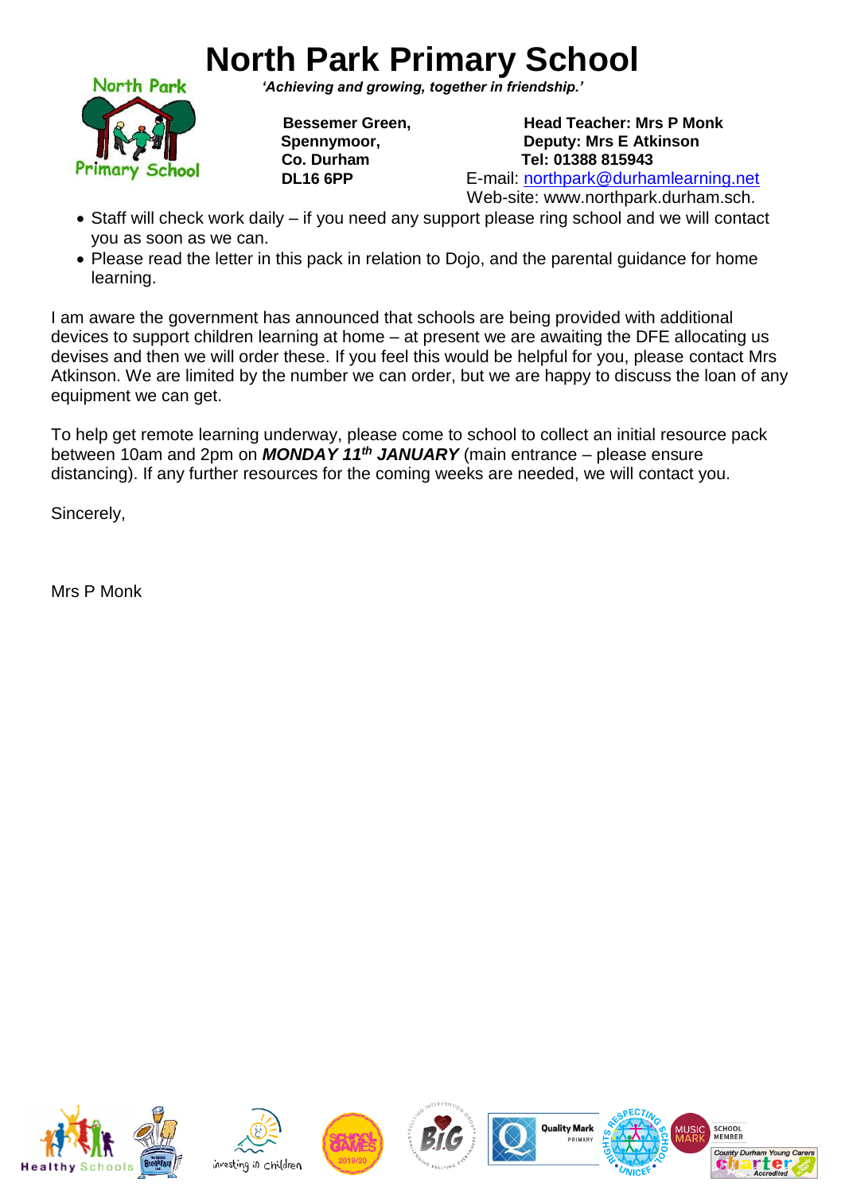# North Park Primary School

***'Achieving and growing, together in friendship.'***

**Bessemer Green,**
**Spennymoor,**
**Co. Durham**
**DL16 6PP**

**Head Teacher: Mrs P Monk**
**Deputy: Mrs E Atkinson**
**Tel: 01388 815943**
E-mail: northpark@durhamlearning.net
Web-site: www.northpark.durham.sch.

- Staff will check work daily – if you need any support please ring school and we will contact you as soon as we can.
- Please read the letter in this pack in relation to Dojo, and the parental guidance for home learning.

I am aware the government has announced that schools are being provided with additional devices to support children learning at home – at present we are awaiting the DFE allocating us devises and then we will order these. If you feel this would be helpful for you, please contact Mrs Atkinson. We are limited by the number we can order, but we are happy to discuss the loan of any equipment we can get.

To help get remote learning underway, please come to school to collect an initial resource pack between 10am and 2pm on ***MONDAY 11th JANUARY*** (main entrance – please ensure distancing). If any further resources for the coming weeks are needed, we will contact you.

Sincerely,

Mrs P Monk